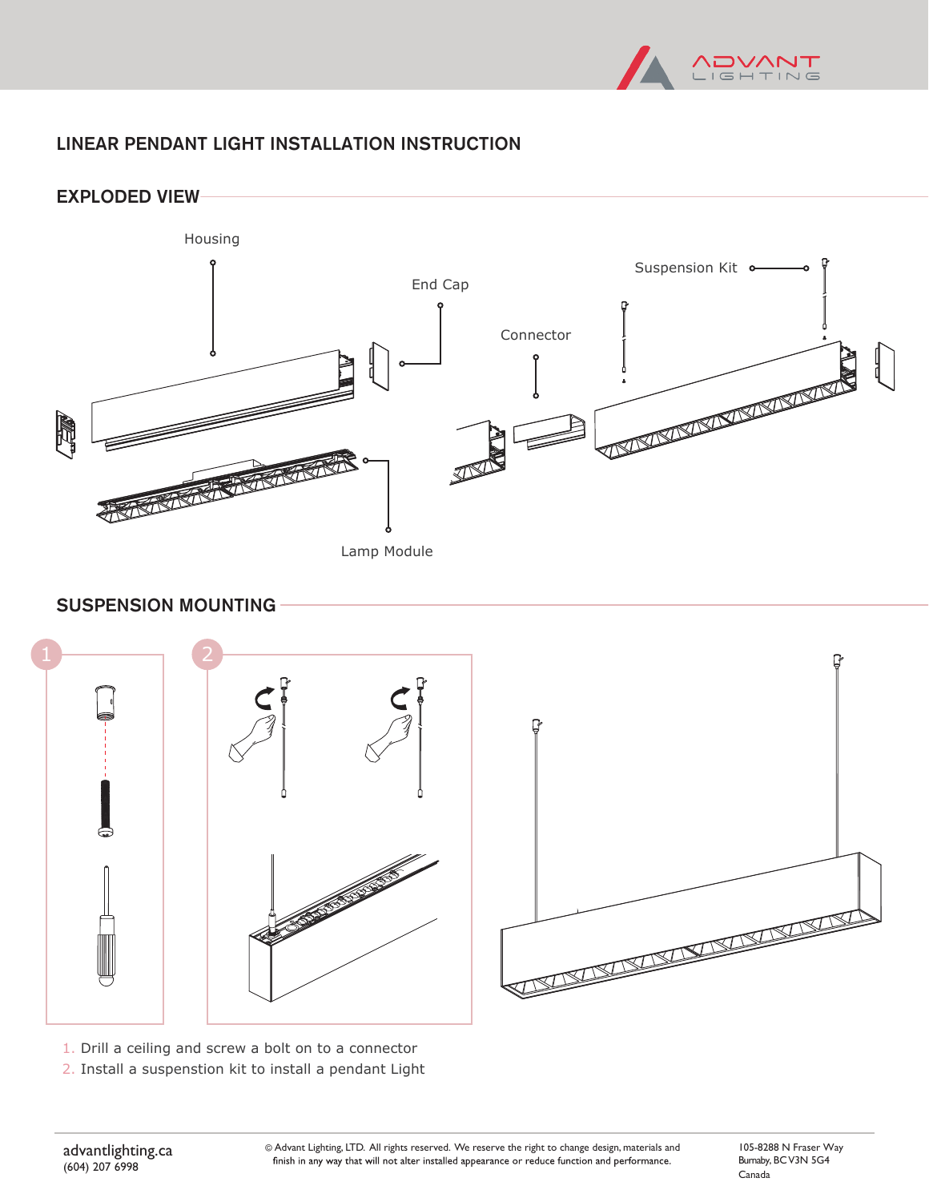# LINEAR PENDANT LIGHT INSTALLATION INSTRUCTION

## EXPLODED VIEW

Housing

End Cap

Connector

Suspension Kit

Lamp Module

## SUSPENSION MOUNTING

1. Drill a ceiling and screw a bolt on to a connector
2. Install a suspenstion kit to install a pendant Light

advantlighting.ca
(604) 207 6998

© Advant Lighting, LTD. All rights reserved. We reserve the right to change design, materials and finish in any way that will not alter installed appearance or reduce function and performance.

105-8288 N Fraser Way
Burnaby, BC V3N 5G4
Canada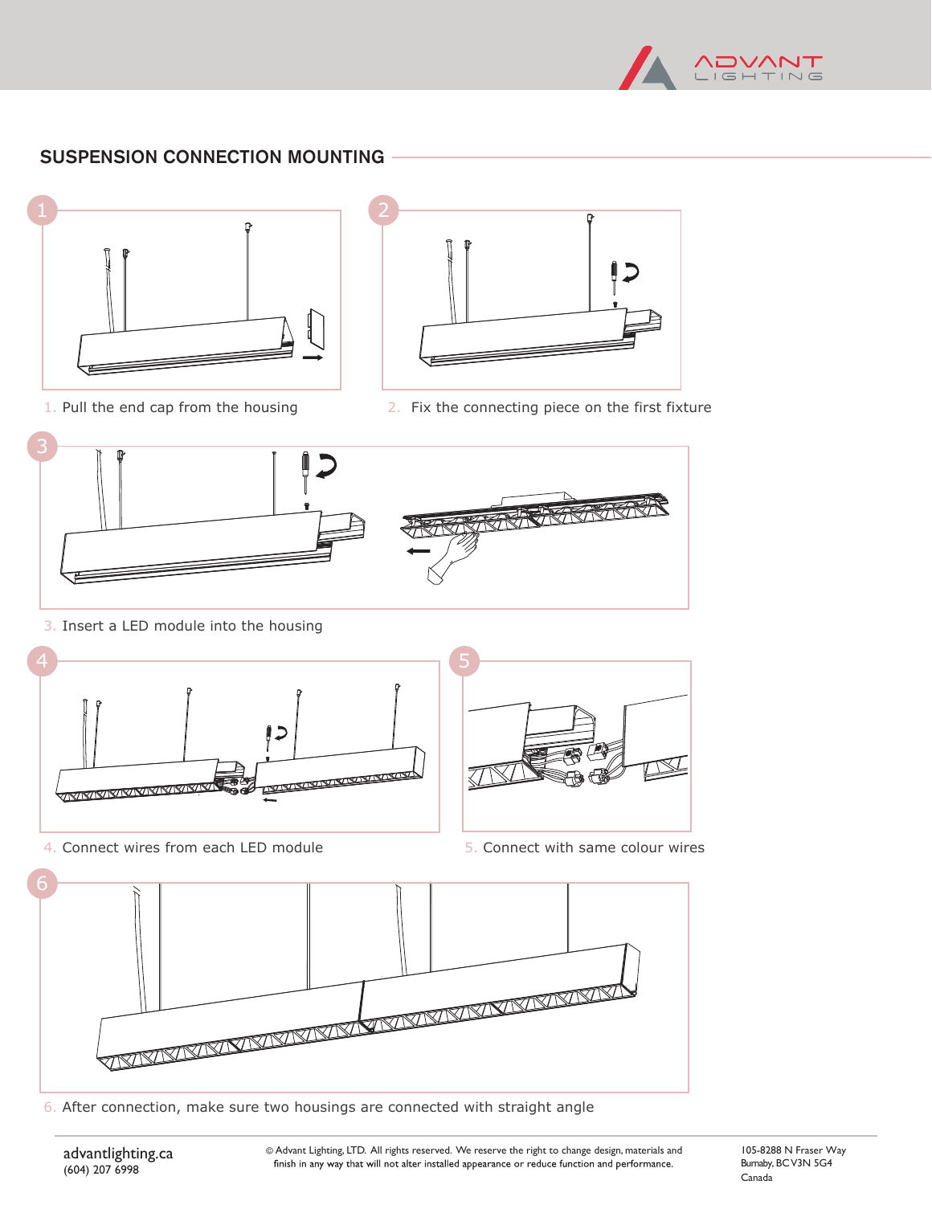## SUSPENSION CONNECTION MOUNTING

1. Pull the end cap from the housing

2. Fix the connecting piece on the first fixture

3. Insert a LED module into the housing

4. Connect wires from each LED module

5. Connect with same colour wires

6. After connection, make sure two housings are connected with straight angle

advantlighting.ca
(604) 207 6998

© Advant Lighting, LTD. All rights reserved. We reserve the right to change design, materials and finish in any way that will not alter installed appearance or reduce function and performance.

105-8288 N Fraser Way
Burnaby, BC V3N 5G4
Canada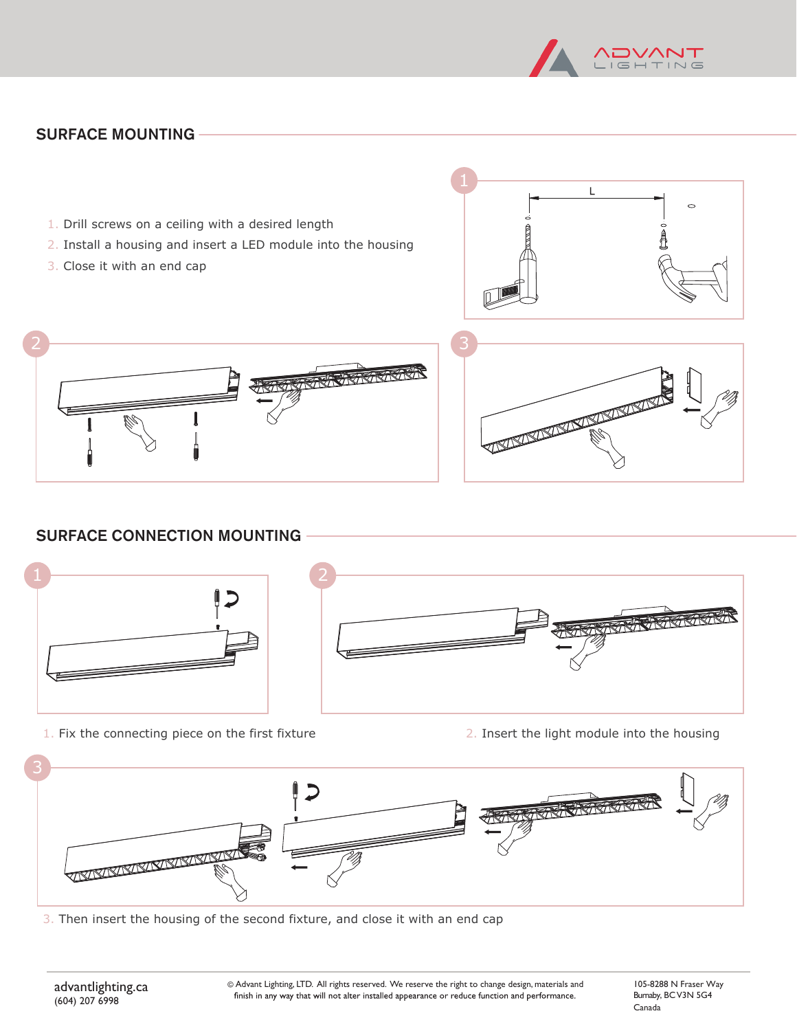## SURFACE MOUNTING

1. Drill screws on a ceiling with a desired length
2. Install a housing and insert a LED module into the housing
3. Close it with an end cap

1

L

2

3

## SURFACE CONNECTION MOUNTING

1

2

1. Fix the connecting piece on the first fixture

2. Insert the light module into the housing

3

3. Then insert the housing of the second fixture, and close it with an end cap

advantlighting.ca
(604) 207 6998

© Advant Lighting, LTD. All rights reserved. We reserve the right to change design, materials and finish in any way that will not alter installed appearance or reduce function and performance.

105-8288 N Fraser Way
Burnaby, BC V3N 5G4
Canada